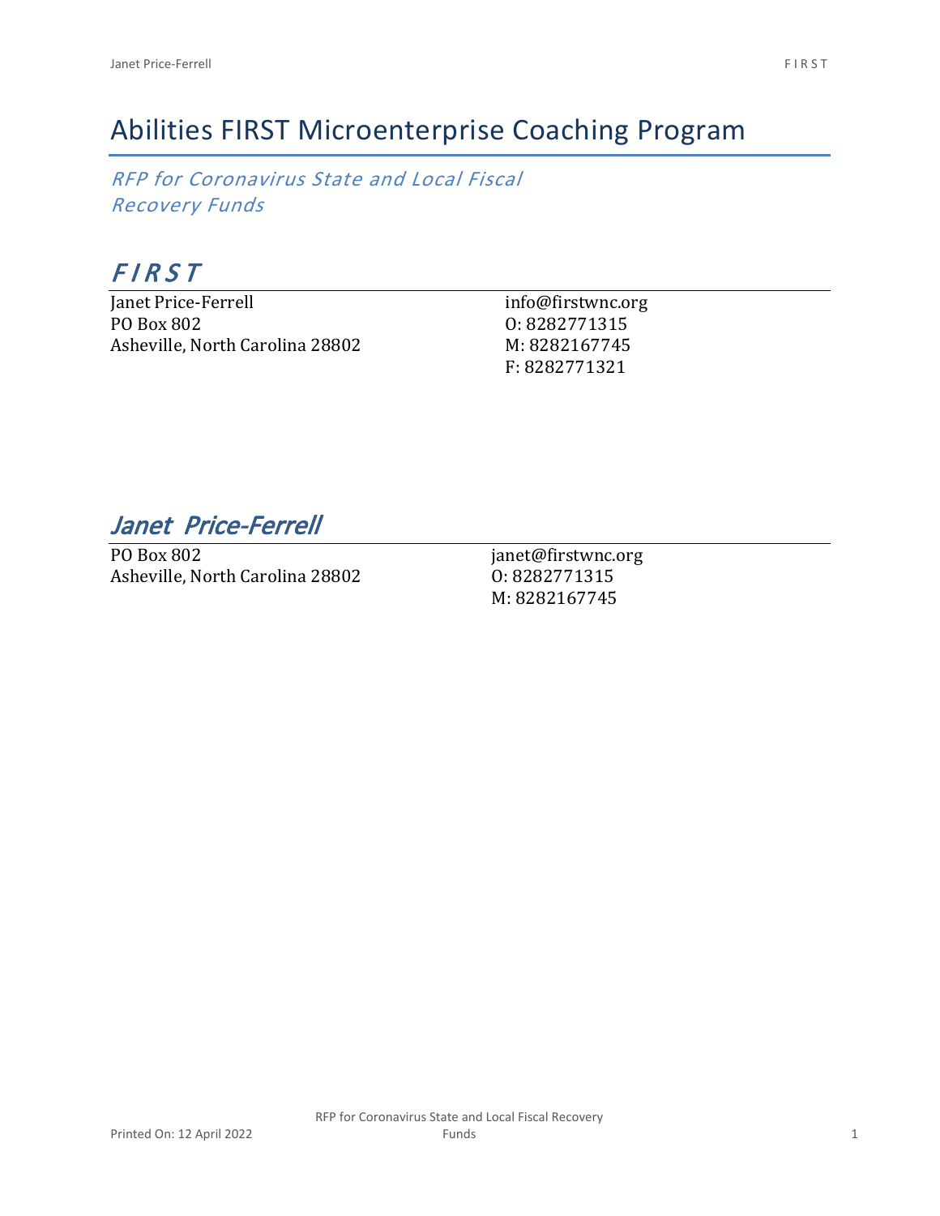# Abilities FIRST Microenterprise Coaching Program

*RFP for Coronavirus State and Local Fiscal Recovery Funds*

## *F I R S T*

Janet Price-Ferrell
PO Box 802
Asheville, North Carolina 28802

info@firstwnc.org
O: 8282771315
M: 8282167745
F: 8282771321

## *Janet Price-Ferrell*

PO Box 802
Asheville, North Carolina 28802

janet@firstwnc.org
O: 8282771315
M: 8282167745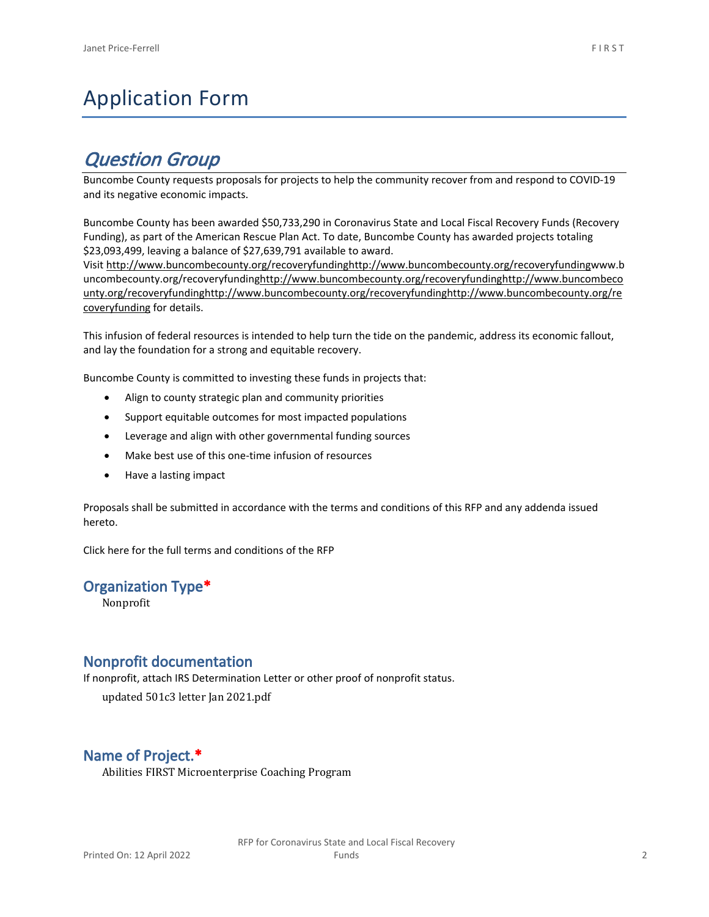# Application Form

## *Question Group*

Buncombe County requests proposals for projects to help the community recover from and respond to COVID-19 and its negative economic impacts.

Buncombe County has been awarded $50,733,290 in Coronavirus State and Local Fiscal Recovery Funds (Recovery Funding), as part of the American Rescue Plan Act. To date, Buncombe County has awarded projects totaling $23,093,499, leaving a balance of $27,639,791 available to award.
Visit http://www.buncombecounty.org/recoveryfundinghttp://www.buncombecounty.org/recoveryfundingwww.buncombecounty.org/recoveryfundinghttp://www.buncombecounty.org/recoveryfundinghttp://www.buncombecounty.org/recoveryfundinghttp://www.buncombecounty.org/recoveryfundinghttp://www.buncombecounty.org/recoveryfunding for details.

This infusion of federal resources is intended to help turn the tide on the pandemic, address its economic fallout, and lay the foundation for a strong and equitable recovery.

Buncombe County is committed to investing these funds in projects that:

- Align to county strategic plan and community priorities
- Support equitable outcomes for most impacted populations
- Leverage and align with other governmental funding sources
- Make best use of this one-time infusion of resources
- Have a lasting impact

Proposals shall be submitted in accordance with the terms and conditions of this RFP and any addenda issued hereto.

Click here for the full terms and conditions of the RFP

### Organization Type*

Nonprofit

### Nonprofit documentation

If nonprofit, attach IRS Determination Letter or other proof of nonprofit status.

updated 501c3 letter Jan 2021.pdf

### Name of Project.*

Abilities FIRST Microenterprise Coaching Program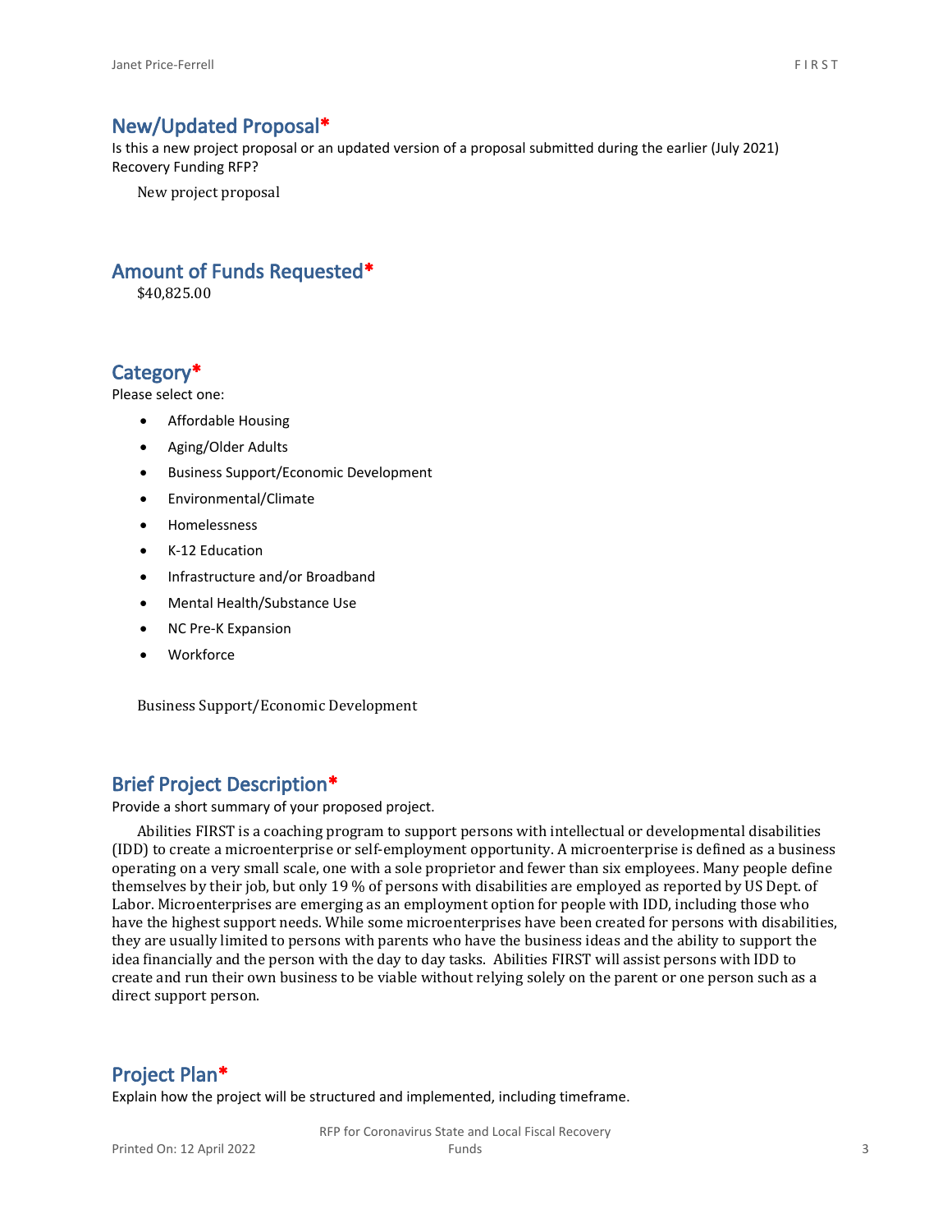## New/Updated Proposal*

Is this a new project proposal or an updated version of a proposal submitted during the earlier (July 2021) Recovery Funding RFP?

New project proposal

## Amount of Funds Requested*

$40,825.00

## Category*

Please select one:

- Affordable Housing
- Aging/Older Adults
- Business Support/Economic Development
- Environmental/Climate
- Homelessness
- K-12 Education
- Infrastructure and/or Broadband
- Mental Health/Substance Use
- NC Pre-K Expansion
- Workforce

Business Support/Economic Development

## Brief Project Description*

Provide a short summary of your proposed project.

Abilities FIRST is a coaching program to support persons with intellectual or developmental disabilities (IDD) to create a microenterprise or self-employment opportunity. A microenterprise is defined as a business operating on a very small scale, one with a sole proprietor and fewer than six employees. Many people define themselves by their job, but only 19 % of persons with disabilities are employed as reported by US Dept. of Labor. Microenterprises are emerging as an employment option for people with IDD, including those who have the highest support needs. While some microenterprises have been created for persons with disabilities, they are usually limited to persons with parents who have the business ideas and the ability to support the idea financially and the person with the day to day tasks. Abilities FIRST will assist persons with IDD to create and run their own business to be viable without relying solely on the parent or one person such as a direct support person.

## Project Plan*

Explain how the project will be structured and implemented, including timeframe.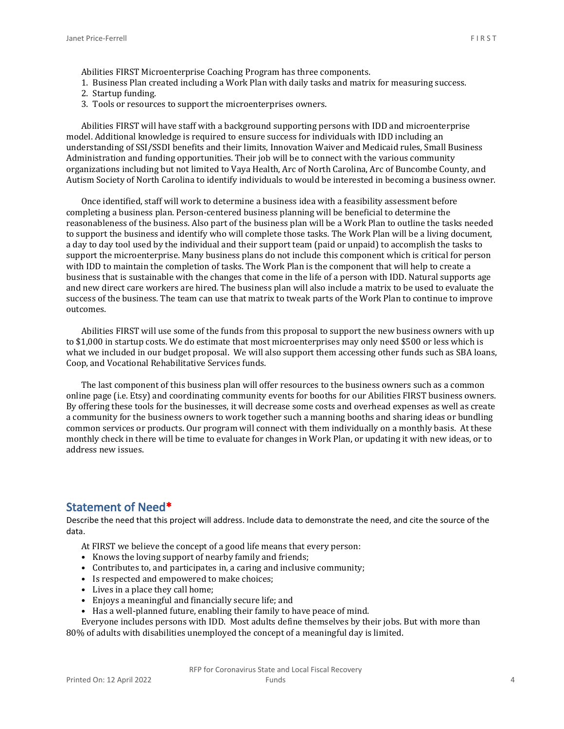Abilities FIRST Microenterprise Coaching Program has three components.

1. Business Plan created including a Work Plan with daily tasks and matrix for measuring success.
2. Startup funding.
3. Tools or resources to support the microenterprises owners.

Abilities FIRST will have staff with a background supporting persons with IDD and microenterprise model. Additional knowledge is required to ensure success for individuals with IDD including an understanding of SSI/SSDI benefits and their limits, Innovation Waiver and Medicaid rules, Small Business Administration and funding opportunities. Their job will be to connect with the various community organizations including but not limited to Vaya Health, Arc of North Carolina, Arc of Buncombe County, and Autism Society of North Carolina to identify individuals to would be interested in becoming a business owner.

Once identified, staff will work to determine a business idea with a feasibility assessment before completing a business plan. Person-centered business planning will be beneficial to determine the reasonableness of the business. Also part of the business plan will be a Work Plan to outline the tasks needed to support the business and identify who will complete those tasks. The Work Plan will be a living document, a day to day tool used by the individual and their support team (paid or unpaid) to accomplish the tasks to support the microenterprise. Many business plans do not include this component which is critical for person with IDD to maintain the completion of tasks. The Work Plan is the component that will help to create a business that is sustainable with the changes that come in the life of a person with IDD. Natural supports age and new direct care workers are hired. The business plan will also include a matrix to be used to evaluate the success of the business. The team can use that matrix to tweak parts of the Work Plan to continue to improve outcomes.

Abilities FIRST will use some of the funds from this proposal to support the new business owners with up to $1,000 in startup costs. We do estimate that most microenterprises may only need $500 or less which is what we included in our budget proposal. We will also support them accessing other funds such as SBA loans, Coop, and Vocational Rehabilitative Services funds.

The last component of this business plan will offer resources to the business owners such as a common online page (i.e. Etsy) and coordinating community events for booths for our Abilities FIRST business owners. By offering these tools for the businesses, it will decrease some costs and overhead expenses as well as create a community for the business owners to work together such a manning booths and sharing ideas or bundling common services or products. Our program will connect with them individually on a monthly basis. At these monthly check in there will be time to evaluate for changes in Work Plan, or updating it with new ideas, or to address new issues.

## Statement of Need*

Describe the need that this project will address. Include data to demonstrate the need, and cite the source of the data.

At FIRST we believe the concept of a good life means that every person:

- Knows the loving support of nearby family and friends;
- Contributes to, and participates in, a caring and inclusive community;
- Is respected and empowered to make choices;
- Lives in a place they call home;
- Enjoys a meaningful and financially secure life; and
- Has a well-planned future, enabling their family to have peace of mind.

Everyone includes persons with IDD. Most adults define themselves by their jobs. But with more than 80% of adults with disabilities unemployed the concept of a meaningful day is limited.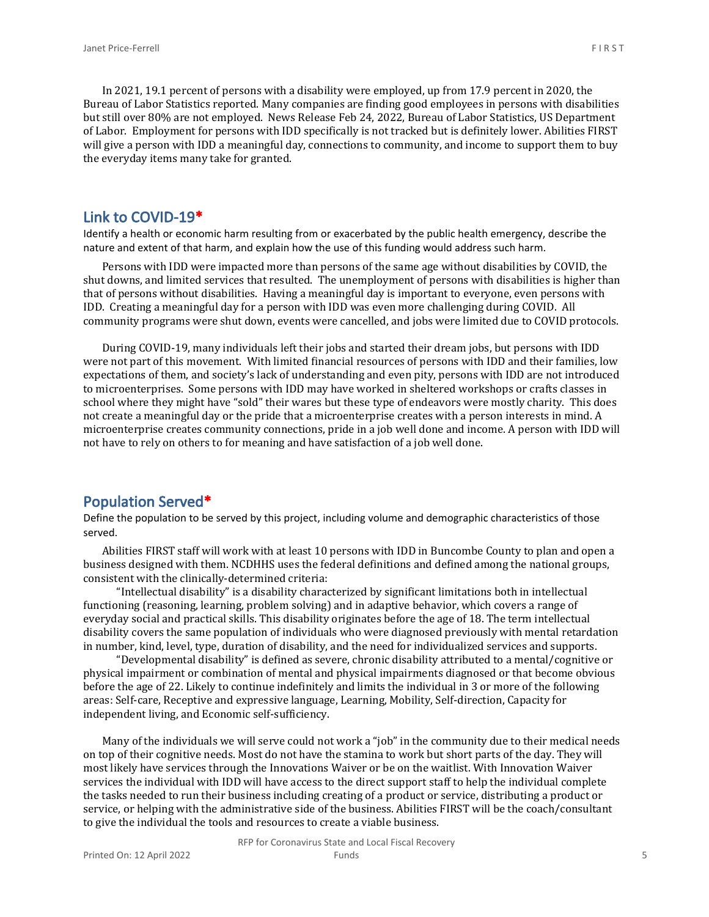In 2021, 19.1 percent of persons with a disability were employed, up from 17.9 percent in 2020, the Bureau of Labor Statistics reported. Many companies are finding good employees in persons with disabilities but still over 80% are not employed. News Release Feb 24, 2022, Bureau of Labor Statistics, US Department of Labor. Employment for persons with IDD specifically is not tracked but is definitely lower. Abilities FIRST will give a person with IDD a meaningful day, connections to community, and income to support them to buy the everyday items many take for granted.

## Link to COVID-19*

Identify a health or economic harm resulting from or exacerbated by the public health emergency, describe the nature and extent of that harm, and explain how the use of this funding would address such harm.

Persons with IDD were impacted more than persons of the same age without disabilities by COVID, the shut downs, and limited services that resulted. The unemployment of persons with disabilities is higher than that of persons without disabilities. Having a meaningful day is important to everyone, even persons with IDD. Creating a meaningful day for a person with IDD was even more challenging during COVID. All community programs were shut down, events were cancelled, and jobs were limited due to COVID protocols.

During COVID-19, many individuals left their jobs and started their dream jobs, but persons with IDD were not part of this movement. With limited financial resources of persons with IDD and their families, low expectations of them, and society's lack of understanding and even pity, persons with IDD are not introduced to microenterprises. Some persons with IDD may have worked in sheltered workshops or crafts classes in school where they might have "sold" their wares but these type of endeavors were mostly charity. This does not create a meaningful day or the pride that a microenterprise creates with a person interests in mind. A microenterprise creates community connections, pride in a job well done and income. A person with IDD will not have to rely on others to for meaning and have satisfaction of a job well done.

## Population Served*

Define the population to be served by this project, including volume and demographic characteristics of those served.

Abilities FIRST staff will work with at least 10 persons with IDD in Buncombe County to plan and open a business designed with them. NCDHHS uses the federal definitions and defined among the national groups, consistent with the clinically-determined criteria:

"Intellectual disability" is a disability characterized by significant limitations both in intellectual functioning (reasoning, learning, problem solving) and in adaptive behavior, which covers a range of everyday social and practical skills. This disability originates before the age of 18. The term intellectual disability covers the same population of individuals who were diagnosed previously with mental retardation in number, kind, level, type, duration of disability, and the need for individualized services and supports.

"Developmental disability" is defined as severe, chronic disability attributed to a mental/cognitive or physical impairment or combination of mental and physical impairments diagnosed or that become obvious before the age of 22. Likely to continue indefinitely and limits the individual in 3 or more of the following areas: Self-care, Receptive and expressive language, Learning, Mobility, Self-direction, Capacity for independent living, and Economic self-sufficiency.

Many of the individuals we will serve could not work a "job" in the community due to their medical needs on top of their cognitive needs. Most do not have the stamina to work but short parts of the day. They will most likely have services through the Innovations Waiver or be on the waitlist. With Innovation Waiver services the individual with IDD will have access to the direct support staff to help the individual complete the tasks needed to run their business including creating of a product or service, distributing a product or service, or helping with the administrative side of the business. Abilities FIRST will be the coach/consultant to give the individual the tools and resources to create a viable business.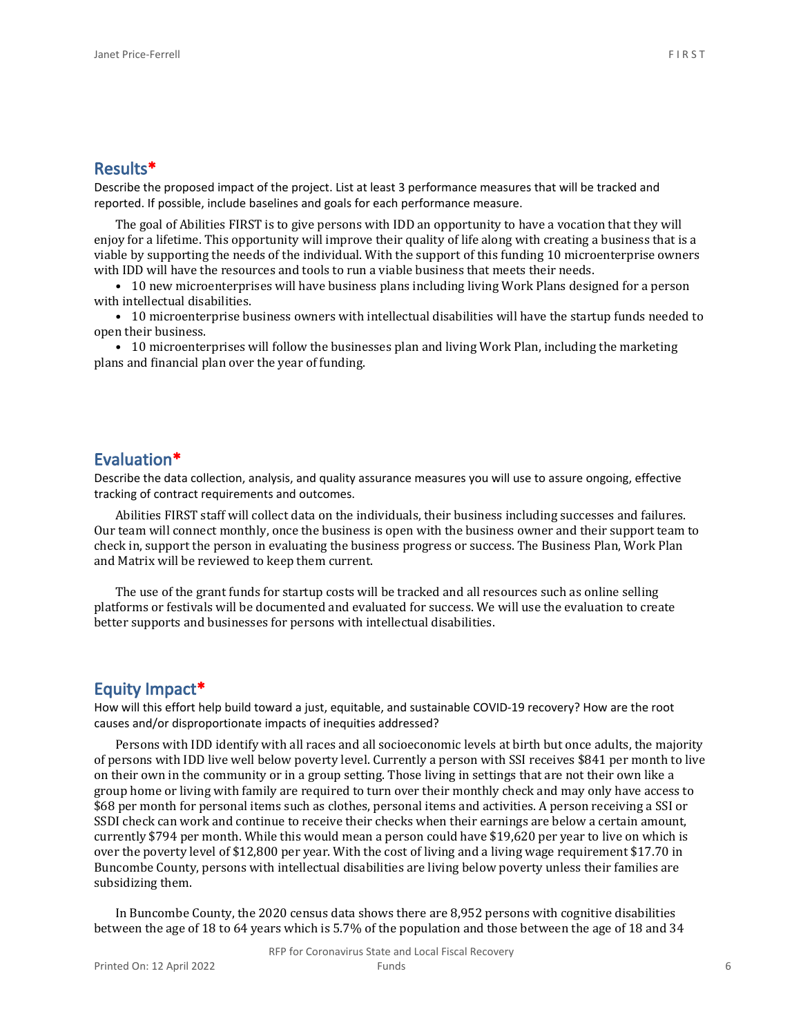## Results*

Describe the proposed impact of the project. List at least 3 performance measures that will be tracked and reported. If possible, include baselines and goals for each performance measure.

The goal of Abilities FIRST is to give persons with IDD an opportunity to have a vocation that they will enjoy for a lifetime. This opportunity will improve their quality of life along with creating a business that is a viable by supporting the needs of the individual. With the support of this funding 10 microenterprise owners with IDD will have the resources and tools to run a viable business that meets their needs.

- 10 new microenterprises will have business plans including living Work Plans designed for a person with intellectual disabilities.
- 10 microenterprise business owners with intellectual disabilities will have the startup funds needed to open their business.
- 10 microenterprises will follow the businesses plan and living Work Plan, including the marketing plans and financial plan over the year of funding.

## Evaluation*

Describe the data collection, analysis, and quality assurance measures you will use to assure ongoing, effective tracking of contract requirements and outcomes.

Abilities FIRST staff will collect data on the individuals, their business including successes and failures. Our team will connect monthly, once the business is open with the business owner and their support team to check in, support the person in evaluating the business progress or success. The Business Plan, Work Plan and Matrix will be reviewed to keep them current.

The use of the grant funds for startup costs will be tracked and all resources such as online selling platforms or festivals will be documented and evaluated for success. We will use the evaluation to create better supports and businesses for persons with intellectual disabilities.

## Equity Impact*

How will this effort help build toward a just, equitable, and sustainable COVID-19 recovery? How are the root causes and/or disproportionate impacts of inequities addressed?

Persons with IDD identify with all races and all socioeconomic levels at birth but once adults, the majority of persons with IDD live well below poverty level. Currently a person with SSI receives $841 per month to live on their own in the community or in a group setting. Those living in settings that are not their own like a group home or living with family are required to turn over their monthly check and may only have access to $68 per month for personal items such as clothes, personal items and activities. A person receiving a SSI or SSDI check can work and continue to receive their checks when their earnings are below a certain amount, currently $794 per month. While this would mean a person could have $19,620 per year to live on which is over the poverty level of $12,800 per year. With the cost of living and a living wage requirement $17.70 in Buncombe County, persons with intellectual disabilities are living below poverty unless their families are subsidizing them.

In Buncombe County, the 2020 census data shows there are 8,952 persons with cognitive disabilities between the age of 18 to 64 years which is 5.7% of the population and those between the age of 18 and 34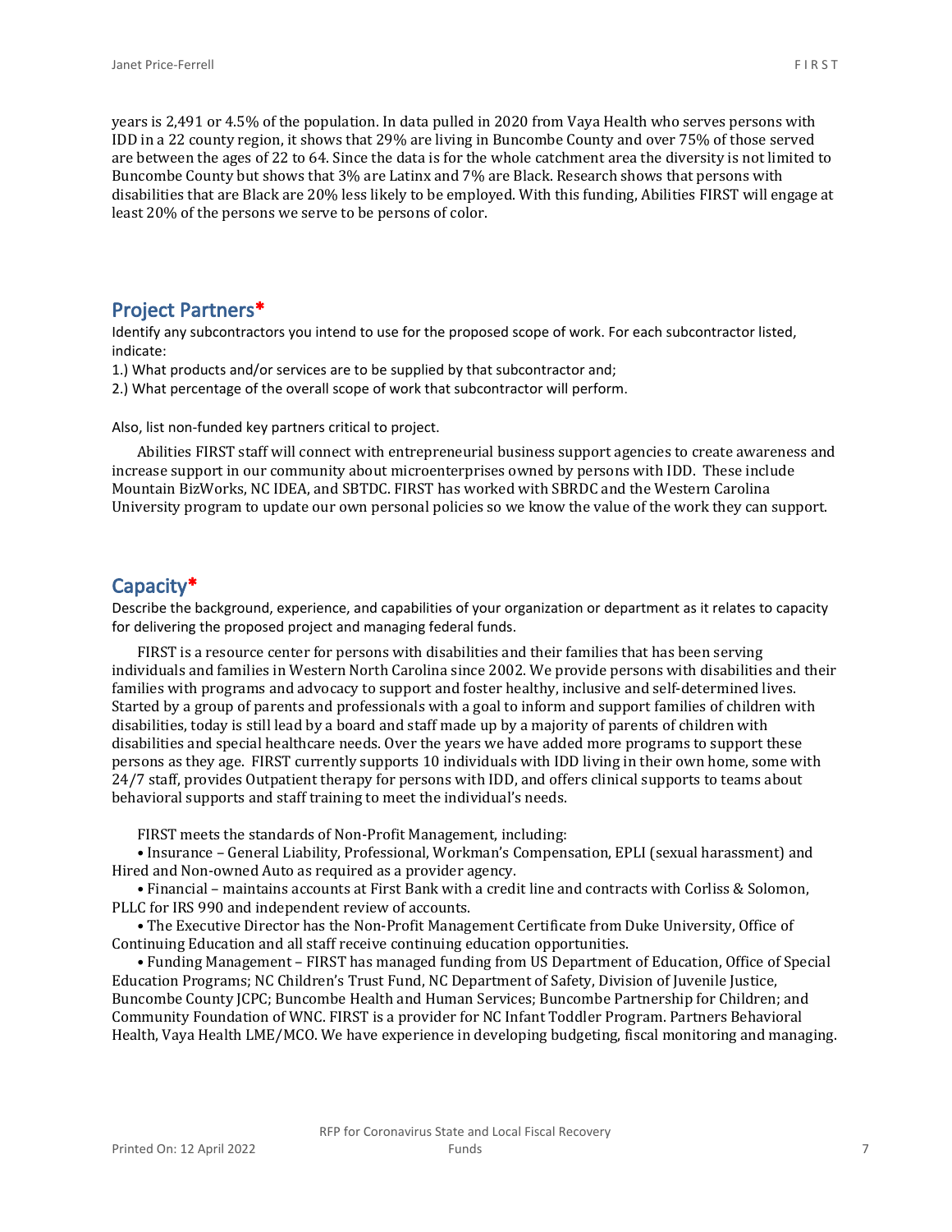years is 2,491 or 4.5% of the population. In data pulled in 2020 from Vaya Health who serves persons with IDD in a 22 county region, it shows that 29% are living in Buncombe County and over 75% of those served are between the ages of 22 to 64. Since the data is for the whole catchment area the diversity is not limited to Buncombe County but shows that 3% are Latinx and 7% are Black. Research shows that persons with disabilities that are Black are 20% less likely to be employed. With this funding, Abilities FIRST will engage at least 20% of the persons we serve to be persons of color.

## Project Partners*

Identify any subcontractors you intend to use for the proposed scope of work. For each subcontractor listed, indicate:

1.) What products and/or services are to be supplied by that subcontractor and;

2.) What percentage of the overall scope of work that subcontractor will perform.

Also, list non-funded key partners critical to project.

Abilities FIRST staff will connect with entrepreneurial business support agencies to create awareness and increase support in our community about microenterprises owned by persons with IDD. These include Mountain BizWorks, NC IDEA, and SBTDC. FIRST has worked with SBRDC and the Western Carolina University program to update our own personal policies so we know the value of the work they can support.

## Capacity*

Describe the background, experience, and capabilities of your organization or department as it relates to capacity for delivering the proposed project and managing federal funds.

FIRST is a resource center for persons with disabilities and their families that has been serving individuals and families in Western North Carolina since 2002. We provide persons with disabilities and their families with programs and advocacy to support and foster healthy, inclusive and self-determined lives. Started by a group of parents and professionals with a goal to inform and support families of children with disabilities, today is still lead by a board and staff made up by a majority of parents of children with disabilities and special healthcare needs. Over the years we have added more programs to support these persons as they age. FIRST currently supports 10 individuals with IDD living in their own home, some with 24/7 staff, provides Outpatient therapy for persons with IDD, and offers clinical supports to teams about behavioral supports and staff training to meet the individual's needs.

FIRST meets the standards of Non-Profit Management, including:

• Insurance – General Liability, Professional, Workman's Compensation, EPLI (sexual harassment) and Hired and Non-owned Auto as required as a provider agency.

• Financial – maintains accounts at First Bank with a credit line and contracts with Corliss & Solomon, PLLC for IRS 990 and independent review of accounts.

• The Executive Director has the Non-Profit Management Certificate from Duke University, Office of Continuing Education and all staff receive continuing education opportunities.

• Funding Management – FIRST has managed funding from US Department of Education, Office of Special Education Programs; NC Children's Trust Fund, NC Department of Safety, Division of Juvenile Justice, Buncombe County JCPC; Buncombe Health and Human Services; Buncombe Partnership for Children; and Community Foundation of WNC. FIRST is a provider for NC Infant Toddler Program. Partners Behavioral Health, Vaya Health LME/MCO. We have experience in developing budgeting, fiscal monitoring and managing.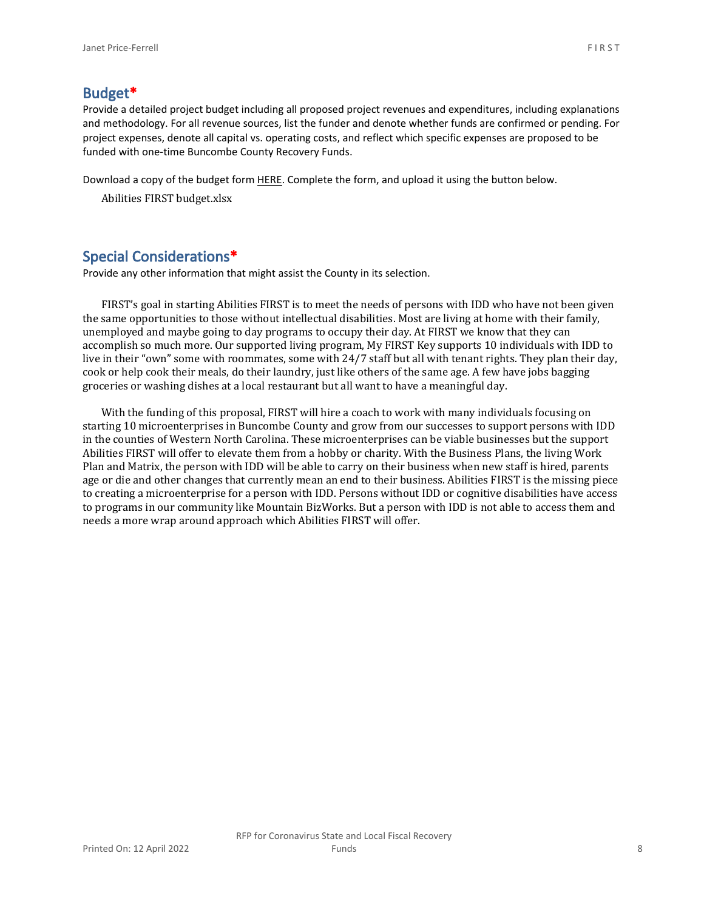## Budget*

Provide a detailed project budget including all proposed project revenues and expenditures, including explanations and methodology. For all revenue sources, list the funder and denote whether funds are confirmed or pending. For project expenses, denote all capital vs. operating costs, and reflect which specific expenses are proposed to be funded with one-time Buncombe County Recovery Funds.

Download a copy of the budget form HERE. Complete the form, and upload it using the button below.

Abilities FIRST budget.xlsx

## Special Considerations*

Provide any other information that might assist the County in its selection.

FIRST's goal in starting Abilities FIRST is to meet the needs of persons with IDD who have not been given the same opportunities to those without intellectual disabilities. Most are living at home with their family, unemployed and maybe going to day programs to occupy their day. At FIRST we know that they can accomplish so much more. Our supported living program, My FIRST Key supports 10 individuals with IDD to live in their "own" some with roommates, some with 24/7 staff but all with tenant rights. They plan their day, cook or help cook their meals, do their laundry, just like others of the same age. A few have jobs bagging groceries or washing dishes at a local restaurant but all want to have a meaningful day.

With the funding of this proposal, FIRST will hire a coach to work with many individuals focusing on starting 10 microenterprises in Buncombe County and grow from our successes to support persons with IDD in the counties of Western North Carolina. These microenterprises can be viable businesses but the support Abilities FIRST will offer to elevate them from a hobby or charity. With the Business Plans, the living Work Plan and Matrix, the person with IDD will be able to carry on their business when new staff is hired, parents age or die and other changes that currently mean an end to their business. Abilities FIRST is the missing piece to creating a microenterprise for a person with IDD. Persons without IDD or cognitive disabilities have access to programs in our community like Mountain BizWorks. But a person with IDD is not able to access them and needs a more wrap around approach which Abilities FIRST will offer.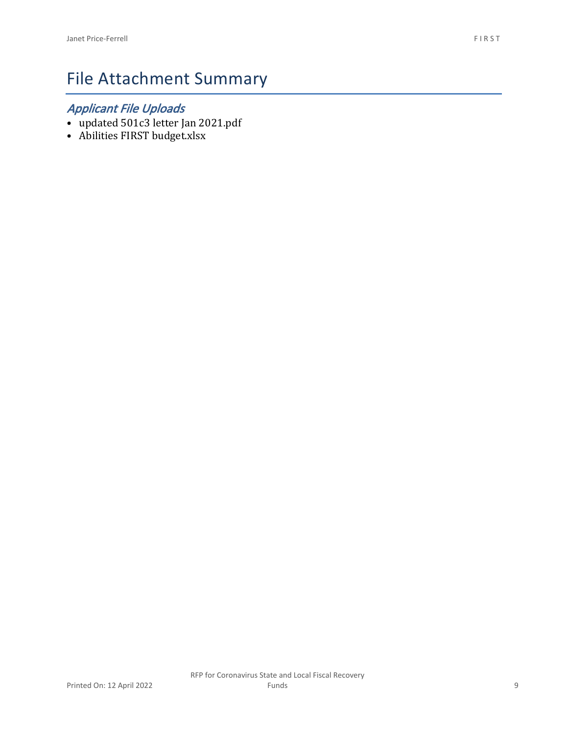# File Attachment Summary

## *Applicant File Uploads*

- updated 501c3 letter Jan 2021.pdf
- Abilities FIRST budget.xlsx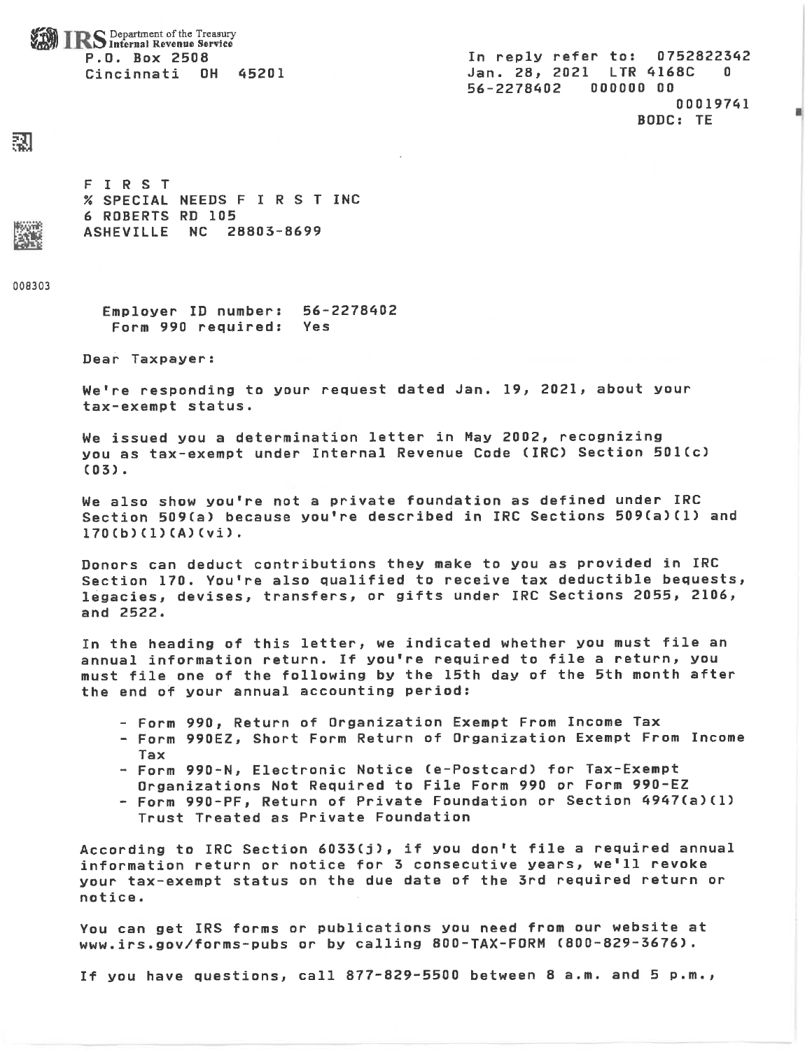IRS Department of the Treasury
Internal Revenue Service
P.O. Box 2508
Cincinnati OH 45201

In reply refer to: 0752822342
Jan. 28, 2021 LTR 4168C 0
56-2278402 000000 00
00019741
BODC: TE

F I R S T
% SPECIAL NEEDS F I R S T INC
6 ROBERTS RD 105
ASHEVILLE NC 28803-8699

008303

Employer ID number: 56-2278402
Form 990 required: Yes

Dear Taxpayer:

We're responding to your request dated Jan. 19, 2021, about your tax-exempt status.

We issued you a determination letter in May 2002, recognizing you as tax-exempt under Internal Revenue Code (IRC) Section 501(c) (03).

We also show you're not a private foundation as defined under IRC Section 509(a) because you're described in IRC Sections 509(a)(1) and 170(b)(1)(A)(vi).

Donors can deduct contributions they make to you as provided in IRC Section 170. You're also qualified to receive tax deductible bequests, legacies, devises, transfers, or gifts under IRC Sections 2055, 2106, and 2522.

In the heading of this letter, we indicated whether you must file an annual information return. If you're required to file a return, you must file one of the following by the 15th day of the 5th month after the end of your annual accounting period:

- Form 990, Return of Organization Exempt From Income Tax
- Form 990EZ, Short Form Return of Organization Exempt From Income Tax
- Form 990-N, Electronic Notice (e-Postcard) for Tax-Exempt Organizations Not Required to File Form 990 or Form 990-EZ
- Form 990-PF, Return of Private Foundation or Section 4947(a)(1) Trust Treated as Private Foundation

According to IRC Section 6033(j), if you don't file a required annual information return or notice for 3 consecutive years, we'll revoke your tax-exempt status on the due date of the 3rd required return or notice.

You can get IRS forms or publications you need from our website at www.irs.gov/forms-pubs or by calling 800-TAX-FORM (800-829-3676).

If you have questions, call 877-829-5500 between 8 a.m. and 5 p.m.,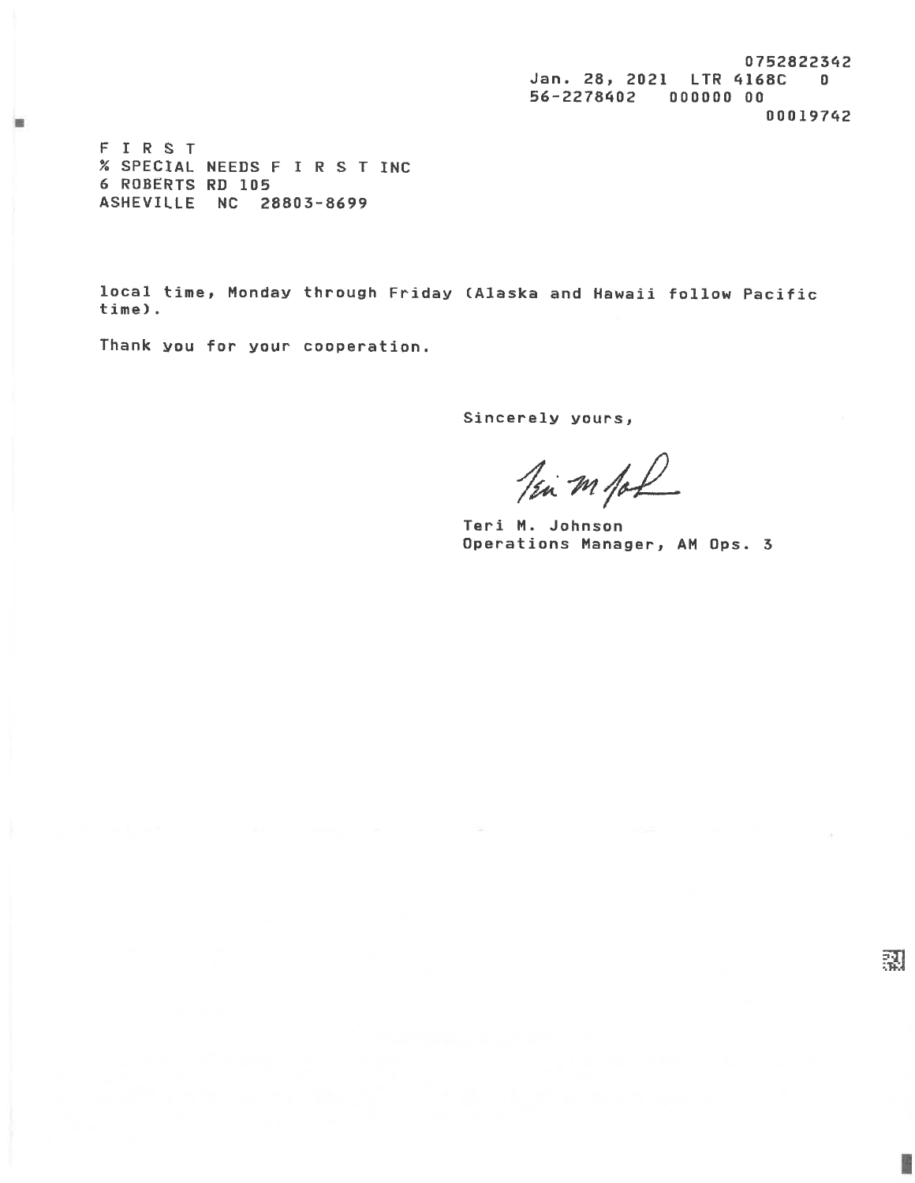0752822342
Jan. 28, 2021 LTR 4168C 0
56-2278402 000000 00
00019742

F I R S T
% SPECIAL NEEDS F I R S T INC
6 ROBERTS RD 105
ASHEVILLE NC 28803-8699

local time, Monday through Friday (Alaska and Hawaii follow Pacific time).

Thank you for your cooperation.

Sincerely yours,

Teri M. Johnson
Operations Manager, AM Ops. 3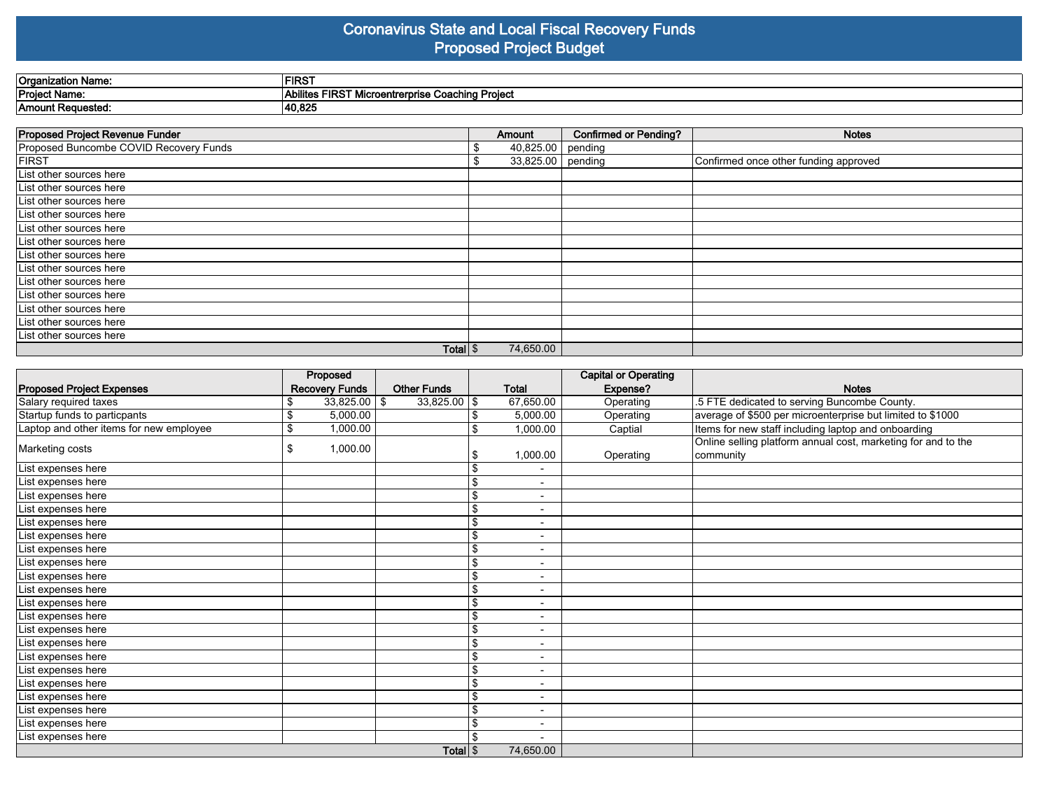# Coronavirus State and Local Fiscal Recovery Funds
## Proposed Project Budget

| | |
|---|---|
| **Organization Name:** | **FIRST** |
| **Project Name:** | **Abilites FIRST Microentrerprise Coaching Project** |
| **Amount Requested:** | **40,825** |

| Proposed Project Revenue Funder | Amount | Confirmed or Pending? | Notes |
|---|---|---|---|
| Proposed Buncombe COVID Recovery Funds | $ 40,825.00 | pending | |
| FIRST | $ 33,825.00 | pending | Confirmed once other funding approved |
| List other sources here | | | |
| List other sources here | | | |
| List other sources here | | | |
| List other sources here | | | |
| List other sources here | | | |
| List other sources here | | | |
| List other sources here | | | |
| List other sources here | | | |
| List other sources here | | | |
| List other sources here | | | |
| List other sources here | | | |
| List other sources here | | | |
| List other sources here | | | |
| **Total** | $ 74,650.00 | | |

| Proposed Project Expenses | Proposed Recovery Funds | Other Funds | Total | Capital or Operating Expense? | Notes |
|---|---|---|---|---|---|
| Salary required taxes | $ 33,825.00 | $ 33,825.00 | $ 67,650.00 | Operating | .5 FTE dedicated to serving Buncombe County. |
| Startup funds to particpants | $ 5,000.00 | | $ 5,000.00 | Operating | average of $500 per microenterprise but limited to $1000 |
| Laptop and other items for new employee | $ 1,000.00 | | $ 1,000.00 | Captial | Items for new staff including laptop and onboarding |
| Marketing costs | $ 1,000.00 | | $ 1,000.00 | Operating | Online selling platform annual cost, marketing for and to the community |
| List expenses here | | | $ - | | |
| List expenses here | | | $ - | | |
| List expenses here | | | $ - | | |
| List expenses here | | | $ - | | |
| List expenses here | | | $ - | | |
| List expenses here | | | $ - | | |
| List expenses here | | | $ - | | |
| List expenses here | | | $ - | | |
| List expenses here | | | $ - | | |
| List expenses here | | | $ - | | |
| List expenses here | | | $ - | | |
| List expenses here | | | $ - | | |
| List expenses here | | | $ - | | |
| List expenses here | | | $ - | | |
| List expenses here | | | $ - | | |
| List expenses here | | | $ - | | |
| List expenses here | | | $ - | | |
| List expenses here | | | $ - | | |
| List expenses here | | | $ - | | |
| List expenses here | | | $ - | | |
| List expenses here | | | $ - | | |
| **Total** | | | $ 74,650.00 | | |